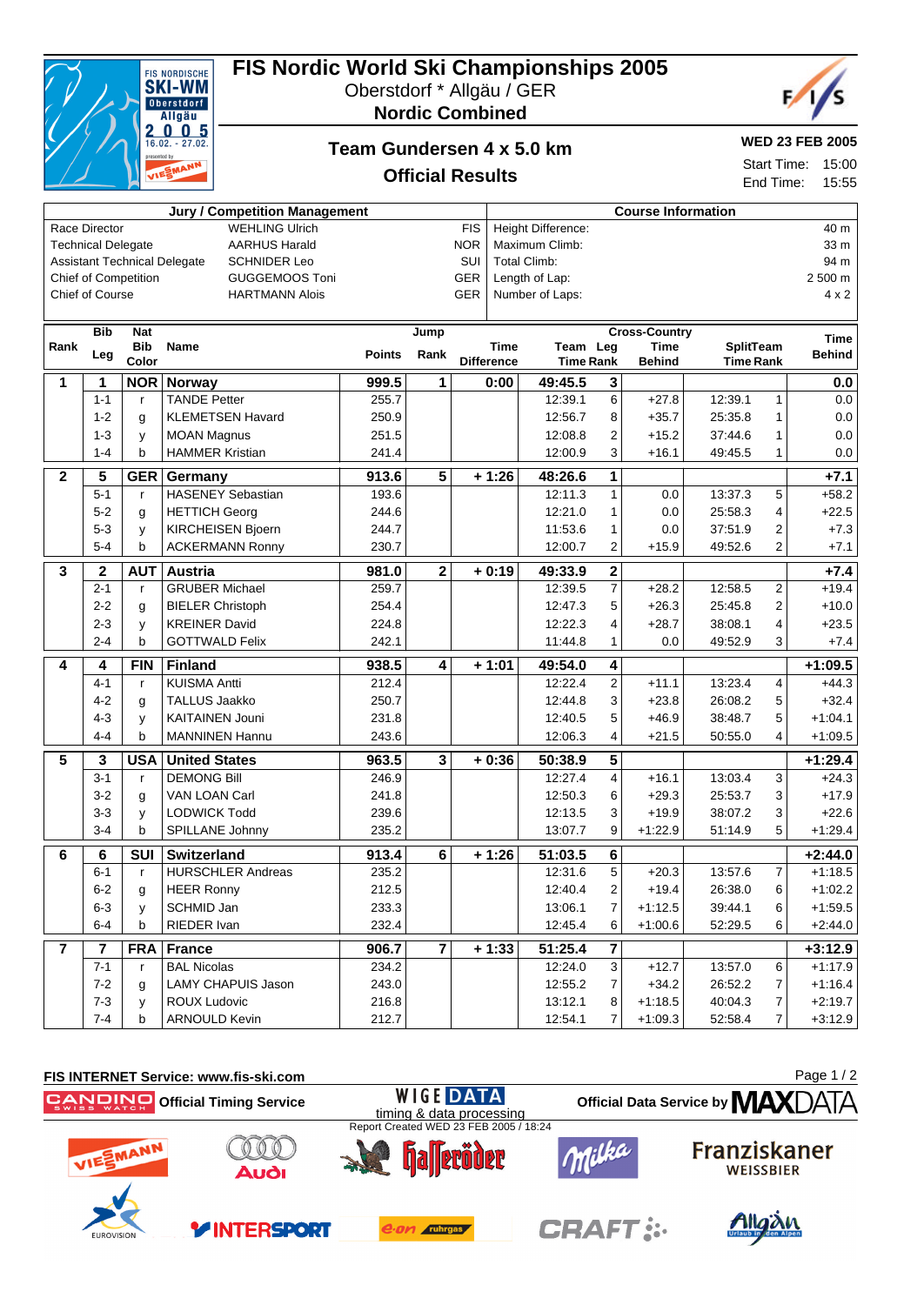# FIS Nordic World Ski Championships 2005

Oberstdorf * Allgäu / GER

**Nordic Combined**

## Team Gundersen 4 x 5.0 km

## Official Results

**WED 23 FEB 2005**

Start Time: 15:00
End Time: 15:55

| Jury / Competition Management | | |
|---|---|---|
| Race Director | WEHLING Ulrich | FIS |
| Technical Delegate | AARHUS Harald | NOR |
| Assistant Technical Delegate | SCHNIDER Leo | SUI |
| Chief of Competition | GUGGEMOOS Toni | GER |
| Chief of Course | HARTMANN Alois | GER |

| Course Information | |
|---|---|
| Height Difference: | 40 m |
| Maximum Climb: | 33 m |
| Total Climb: | 94 m |
| Length of Lap: | 2 500 m |
| Number of Laps: | 4 x 2 |

| Rank | Bib Leg | Nat Bib Color | Name | Jump Points | Jump Rank | Time Difference | Cross-Country Team Leg Time | Rank | Time Behind | SplitTeam Time | Rank | Time Behind |
|---|---|---|---|---|---|---|---|---|---|---|---|---|
| **1** | **1** | **NOR** | **Norway** | **999.5** | **1** | **0:00** | **49:45.5** | **3** | | | | **0.0** |
| | 1-1 | r | TANDE Petter | 255.7 | | | 12:39.1 | 6 | +27.8 | 12:39.1 | 1 | 0.0 |
| | 1-2 | g | KLEMETSEN Havard | 250.9 | | | 12:56.7 | 8 | +35.7 | 25:35.8 | 1 | 0.0 |
| | 1-3 | y | MOAN Magnus | 251.5 | | | 12:08.8 | 2 | +15.2 | 37:44.6 | 1 | 0.0 |
| | 1-4 | b | HAMMER Kristian | 241.4 | | | 12:00.9 | 3 | +16.1 | 49:45.5 | 1 | 0.0 |
| **2** | **5** | **GER** | **Germany** | **913.6** | **5** | **+ 1:26** | **48:26.6** | **1** | | | | **+7.1** |
| | 5-1 | r | HASENEY Sebastian | 193.6 | | | 12:11.3 | 1 | 0.0 | 13:37.3 | 5 | +58.2 |
| | 5-2 | g | HETTICH Georg | 244.6 | | | 12:21.0 | 1 | 0.0 | 25:58.3 | 4 | +22.5 |
| | 5-3 | y | KIRCHEISEN Bjoern | 244.7 | | | 11:53.6 | 1 | 0.0 | 37:51.9 | 2 | +7.3 |
| | 5-4 | b | ACKERMANN Ronny | 230.7 | | | 12:00.7 | 2 | +15.9 | 49:52.6 | 2 | +7.1 |
| **3** | **2** | **AUT** | **Austria** | **981.0** | **2** | **+ 0:19** | **49:33.9** | **2** | | | | **+7.4** |
| | 2-1 | r | GRUBER Michael | 259.7 | | | 12:39.5 | 7 | +28.2 | 12:58.5 | 2 | +19.4 |
| | 2-2 | g | BIELER Christoph | 254.4 | | | 12:47.3 | 5 | +26.3 | 25:45.8 | 2 | +10.0 |
| | 2-3 | y | KREINER David | 224.8 | | | 12:22.3 | 4 | +28.7 | 38:08.1 | 4 | +23.5 |
| | 2-4 | b | GOTTWALD Felix | 242.1 | | | 11:44.8 | 1 | 0.0 | 49:52.9 | 3 | +7.4 |
| **4** | **4** | **FIN** | **Finland** | **938.5** | **4** | **+ 1:01** | **49:54.0** | **4** | | | | **+1:09.5** |
| | 4-1 | r | KUISMA Antti | 212.4 | | | 12:22.4 | 2 | +11.1 | 13:23.4 | 4 | +44.3 |
| | 4-2 | g | TALLUS Jaakko | 250.7 | | | 12:44.8 | 3 | +23.8 | 26:08.2 | 5 | +32.4 |
| | 4-3 | y | KAITAINEN Jouni | 231.8 | | | 12:40.5 | 5 | +46.9 | 38:48.7 | 5 | +1:04.1 |
| | 4-4 | b | MANNINEN Hannu | 243.6 | | | 12:06.3 | 4 | +21.5 | 50:55.0 | 4 | +1:09.5 |
| **5** | **3** | **USA** | **United States** | **963.5** | **3** | **+ 0:36** | **50:38.9** | **5** | | | | **+1:29.4** |
| | 3-1 | r | DEMONG Bill | 246.9 | | | 12:27.4 | 4 | +16.1 | 13:03.4 | 3 | +24.3 |
| | 3-2 | g | VAN LOAN Carl | 241.8 | | | 12:50.3 | 6 | +29.3 | 25:53.7 | 3 | +17.9 |
| | 3-3 | y | LODWICK Todd | 239.6 | | | 12:13.5 | 3 | +19.9 | 38:07.2 | 3 | +22.6 |
| | 3-4 | b | SPILLANE Johnny | 235.2 | | | 13:07.7 | 9 | +1:22.9 | 51:14.9 | 5 | +1:29.4 |
| **6** | **6** | **SUI** | **Switzerland** | **913.4** | **6** | **+ 1:26** | **51:03.5** | **6** | | | | **+2:44.0** |
| | 6-1 | r | HURSCHLER Andreas | 235.2 | | | 12:31.6 | 5 | +20.3 | 13:57.6 | 7 | +1:18.5 |
| | 6-2 | g | HEER Ronny | 212.5 | | | 12:40.4 | 2 | +19.4 | 26:38.0 | 6 | +1:02.2 |
| | 6-3 | y | SCHMID Jan | 233.3 | | | 13:06.1 | 7 | +1:12.5 | 39:44.1 | 6 | +1:59.5 |
| | 6-4 | b | RIEDER Ivan | 232.4 | | | 12:45.4 | 6 | +1:00.6 | 52:29.5 | 6 | +2:44.0 |
| **7** | **7** | **FRA** | **France** | **906.7** | **7** | **+ 1:33** | **51:25.4** | **7** | | | | **+3:12.9** |
| | 7-1 | r | BAL Nicolas | 234.2 | | | 12:24.0 | 3 | +12.7 | 13:57.0 | 6 | +1:17.9 |
| | 7-2 | g | LAMY CHAPUIS Jason | 243.0 | | | 12:55.2 | 7 | +34.2 | 26:52.2 | 7 | +1:16.4 |
| | 7-3 | y | ROUX Ludovic | 216.8 | | | 13:12.1 | 8 | +1:18.5 | 40:04.3 | 7 | +2:19.7 |
| | 7-4 | b | ARNOULD Kevin | 212.7 | | | 12:54.1 | 7 | +1:09.3 | 52:58.4 | 7 | +3:12.9 |

**FIS INTERNET Service: www.fis-ski.com**

Official Timing Service — Official Data Service by MAXDATA

Report Created WED 23 FEB 2005 / 18:24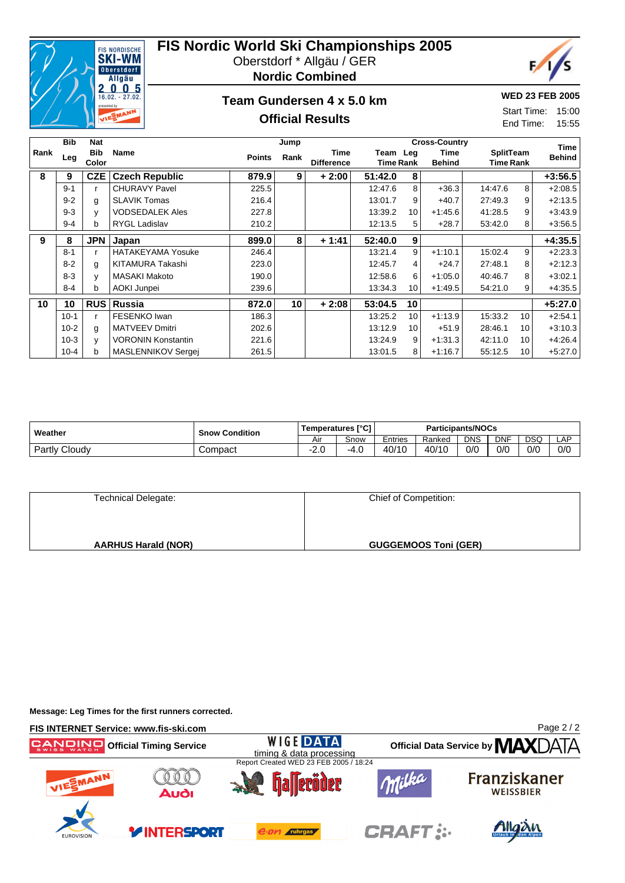# FIS Nordic World Ski Championships 2005

Oberstdorf * Allgäu / GER

**Nordic Combined**

## Team Gundersen 4 x 5.0 km

## Official Results

**WED 23 FEB 2005**

Start Time: 15:00
End Time: 15:55

| Rank | Bib Leg | Nat Bib Color | Name | Jump Points | Jump Rank | Time Difference | Cross-Country Team Leg Time | Rank | Time Behind | SplitTeam Time | Rank | Time Behind |
|---|---|---|---|---|---|---|---|---|---|---|---|---|
| **8** | **9** | **CZE** | **Czech Republic** | **879.9** | **9** | **+ 2:00** | **51:42.0** | **8** | | | | **+3:56.5** |
| | 9-1 | r | CHURAVY Pavel | 225.5 | | | 12:47.6 | 8 | +36.3 | 14:47.6 | 8 | +2:08.5 |
| | 9-2 | g | SLAVIK Tomas | 216.4 | | | 13:01.7 | 9 | +40.7 | 27:49.3 | 9 | +2:13.5 |
| | 9-3 | y | VODSEDALEK Ales | 227.8 | | | 13:39.2 | 10 | +1:45.6 | 41:28.5 | 9 | +3:43.9 |
| | 9-4 | b | RYGL Ladislav | 210.2 | | | 12:13.5 | 5 | +28.7 | 53:42.0 | 8 | +3:56.5 |
| **9** | **8** | **JPN** | **Japan** | **899.0** | **8** | **+ 1:41** | **52:40.0** | **9** | | | | **+4:35.5** |
| | 8-1 | r | HATAKEYAMA Yosuke | 246.4 | | | 13:21.4 | 9 | +1:10.1 | 15:02.4 | 9 | +2:23.3 |
| | 8-2 | g | KITAMURA Takashi | 223.0 | | | 12:45.7 | 4 | +24.7 | 27:48.1 | 8 | +2:12.3 |
| | 8-3 | y | MASAKI Makoto | 190.0 | | | 12:58.6 | 6 | +1:05.0 | 40:46.7 | 8 | +3:02.1 |
| | 8-4 | b | AOKI Junpei | 239.6 | | | 13:34.3 | 10 | +1:49.5 | 54:21.0 | 9 | +4:35.5 |
| **10** | **10** | **RUS** | **Russia** | **872.0** | **10** | **+ 2:08** | **53:04.5** | **10** | | | | **+5:27.0** |
| | 10-1 | r | FESENKO Iwan | 186.3 | | | 13:25.2 | 10 | +1:13.9 | 15:33.2 | 10 | +2:54.1 |
| | 10-2 | g | MATVEEV Dmitri | 202.6 | | | 13:12.9 | 10 | +51.9 | 28:46.1 | 10 | +3:10.3 |
| | 10-3 | y | VORONIN Konstantin | 221.6 | | | 13:24.9 | 9 | +1:31.3 | 42:11.0 | 10 | +4:26.4 |
| | 10-4 | b | MASLENNIKOV Sergej | 261.5 | | | 13:01.5 | 8 | +1:16.7 | 55:12.5 | 10 | +5:27.0 |

| Weather | Snow Condition | Temperatures [°C] Air | Snow | Participants/NOCs Entries | Ranked | DNS | DNF | DSQ | LAP |
|---|---|---|---|---|---|---|---|---|---|
| Partly Cloudy | Compact | -2.0 | -4.0 | 40/10 | 40/10 | 0/0 | 0/0 | 0/0 | 0/0 |

| Technical Delegate: | Chief of Competition: |
|---|---|
| **AARHUS Harald (NOR)** | **GUGGEMOOS Toni (GER)** |

**Message: Leg Times for the first runners corrected.**

**FIS INTERNET Service: www.fis-ski.com**

Official Timing Service — WIGE DATA timing & data processing — Official Data Service by MAXDATA

Report Created WED 23 FEB 2005 / 18:24